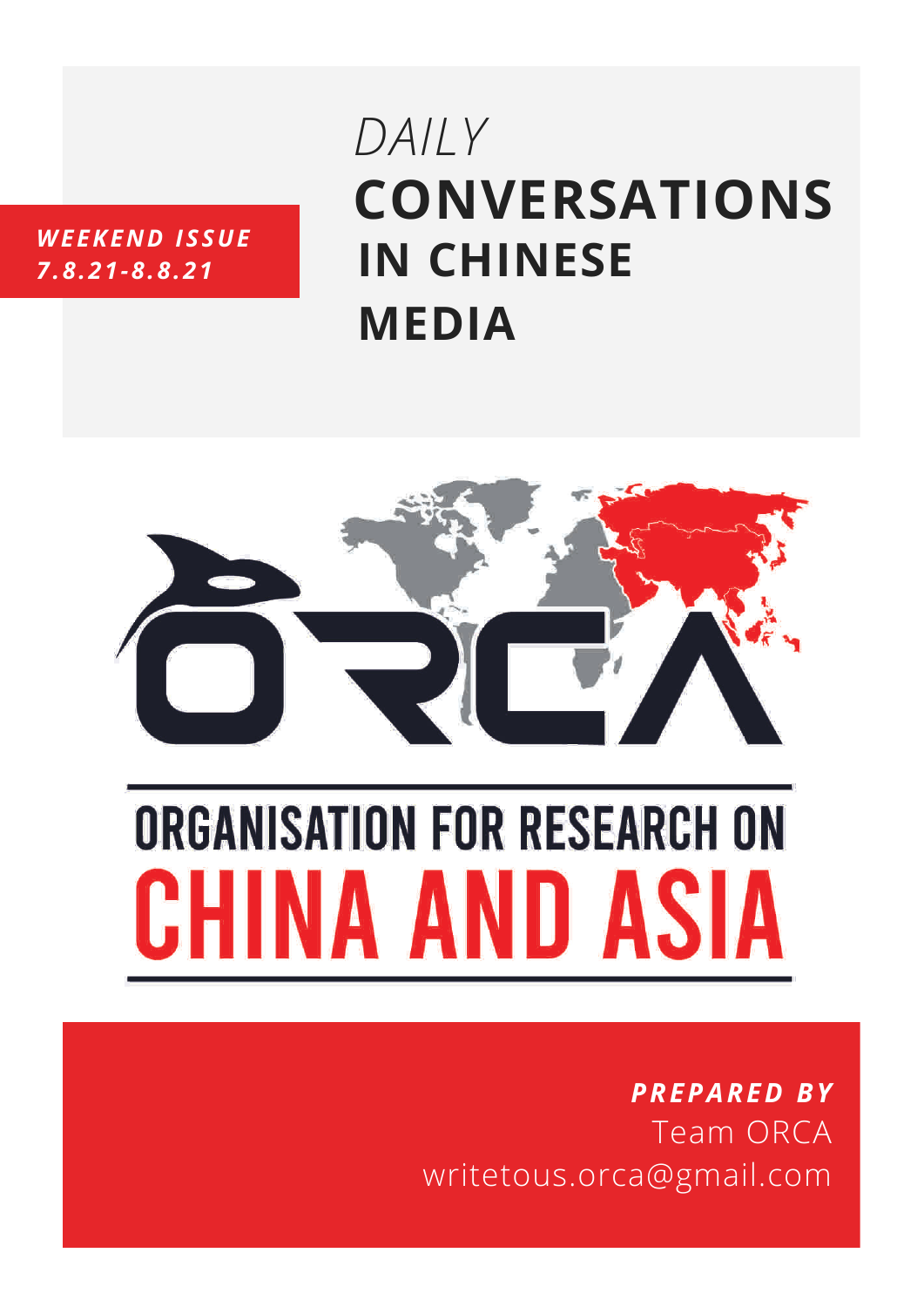*WEEKEND ISSUE*
*7.8.21-8.8.21*

# *DAILY* CONVERSATIONS IN CHINESE MEDIA

ORCA

ORGANISATION FOR RESEARCH ON
CHINA AND ASIA

***PREPARED BY***
Team ORCA
writetous.orca@gmail.com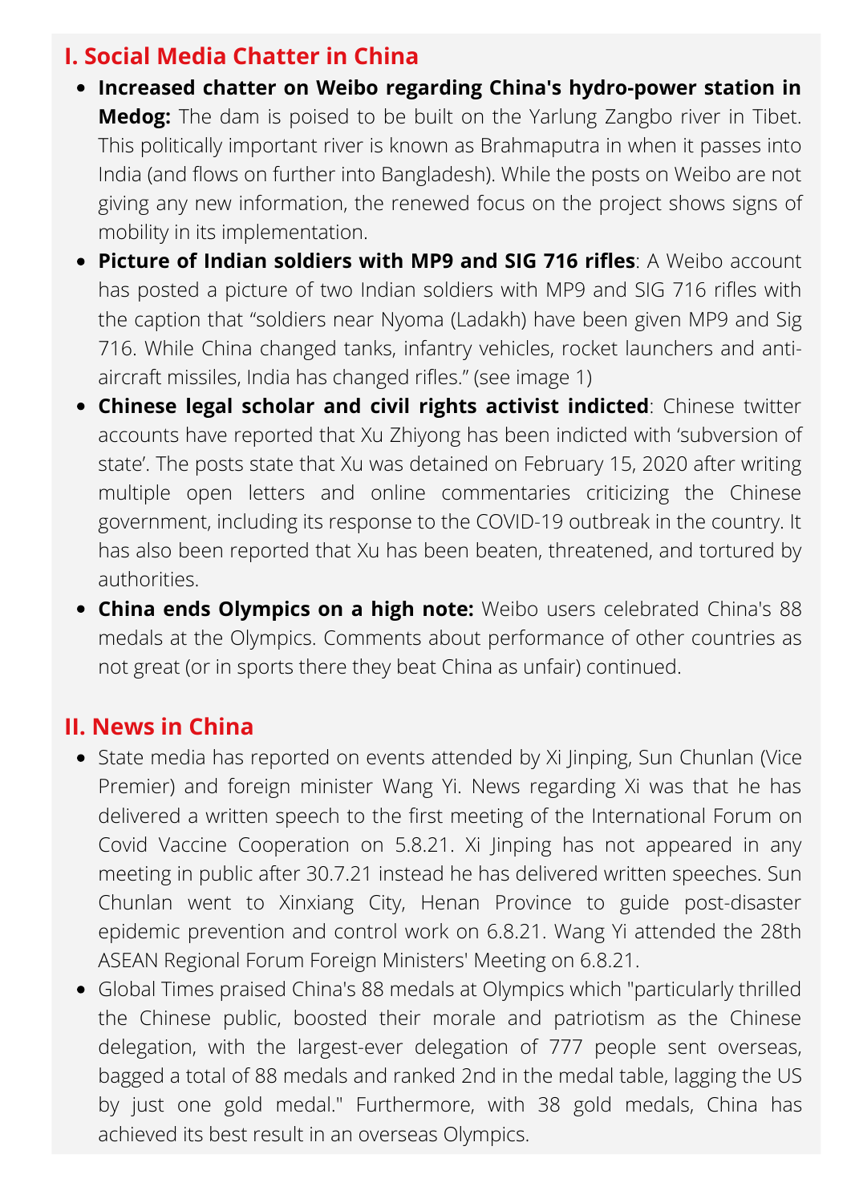## I. Social Media Chatter in China

- **Increased chatter on Weibo regarding China's hydro-power station in Medog:** The dam is poised to be built on the Yarlung Zangbo river in Tibet. This politically important river is known as Brahmaputra in when it passes into India (and flows on further into Bangladesh). While the posts on Weibo are not giving any new information, the renewed focus on the project shows signs of mobility in its implementation.
- **Picture of Indian soldiers with MP9 and SIG 716 rifles**: A Weibo account has posted a picture of two Indian soldiers with MP9 and SIG 716 rifles with the caption that "soldiers near Nyoma (Ladakh) have been given MP9 and Sig 716. While China changed tanks, infantry vehicles, rocket launchers and anti-aircraft missiles, India has changed rifles." (see image 1)
- **Chinese legal scholar and civil rights activist indicted**: Chinese twitter accounts have reported that Xu Zhiyong has been indicted with 'subversion of state'. The posts state that Xu was detained on February 15, 2020 after writing multiple open letters and online commentaries criticizing the Chinese government, including its response to the COVID-19 outbreak in the country. It has also been reported that Xu has been beaten, threatened, and tortured by authorities.
- **China ends Olympics on a high note:** Weibo users celebrated China's 88 medals at the Olympics. Comments about performance of other countries as not great (or in sports there they beat China as unfair) continued.

## II. News in China

- State media has reported on events attended by Xi Jinping, Sun Chunlan (Vice Premier) and foreign minister Wang Yi. News regarding Xi was that he has delivered a written speech to the first meeting of the International Forum on Covid Vaccine Cooperation on 5.8.21. Xi Jinping has not appeared in any meeting in public after 30.7.21 instead he has delivered written speeches. Sun Chunlan went to Xinxiang City, Henan Province to guide post-disaster epidemic prevention and control work on 6.8.21. Wang Yi attended the 28th ASEAN Regional Forum Foreign Ministers' Meeting on 6.8.21.
- Global Times praised China's 88 medals at Olympics which "particularly thrilled the Chinese public, boosted their morale and patriotism as the Chinese delegation, with the largest-ever delegation of 777 people sent overseas, bagged a total of 88 medals and ranked 2nd in the medal table, lagging the US by just one gold medal." Furthermore, with 38 gold medals, China has achieved its best result in an overseas Olympics.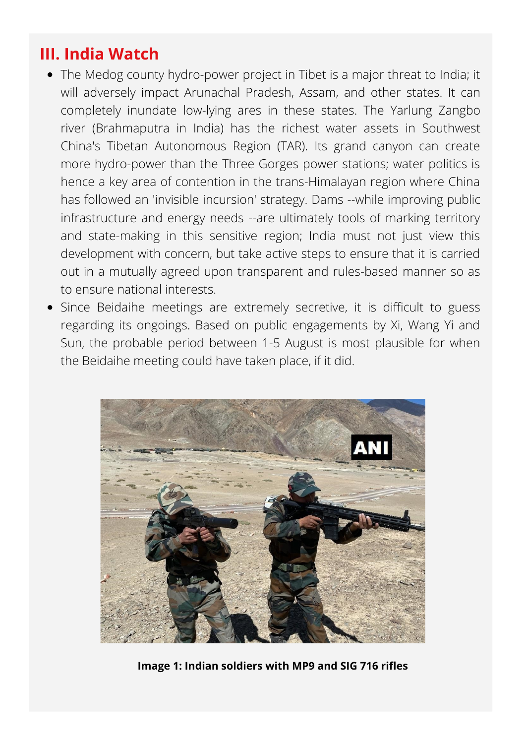## III. India Watch

- The Medog county hydro-power project in Tibet is a major threat to India; it will adversely impact Arunachal Pradesh, Assam, and other states. It can completely inundate low-lying ares in these states. The Yarlung Zangbo river (Brahmaputra in India) has the richest water assets in Southwest China's Tibetan Autonomous Region (TAR). Its grand canyon can create more hydro-power than the Three Gorges power stations; water politics is hence a key area of contention in the trans-Himalayan region where China has followed an 'invisible incursion' strategy. Dams --while improving public infrastructure and energy needs --are ultimately tools of marking territory and state-making in this sensitive region; India must not just view this development with concern, but take active steps to ensure that it is carried out in a mutually agreed upon transparent and rules-based manner so as to ensure national interests.
- Since Beidaihe meetings are extremely secretive, it is difficult to guess regarding its ongoings. Based on public engagements by Xi, Wang Yi and Sun, the probable period between 1-5 August is most plausible for when the Beidaihe meeting could have taken place, if it did.

**Image 1: Indian soldiers with MP9 and SIG 716 rifles**